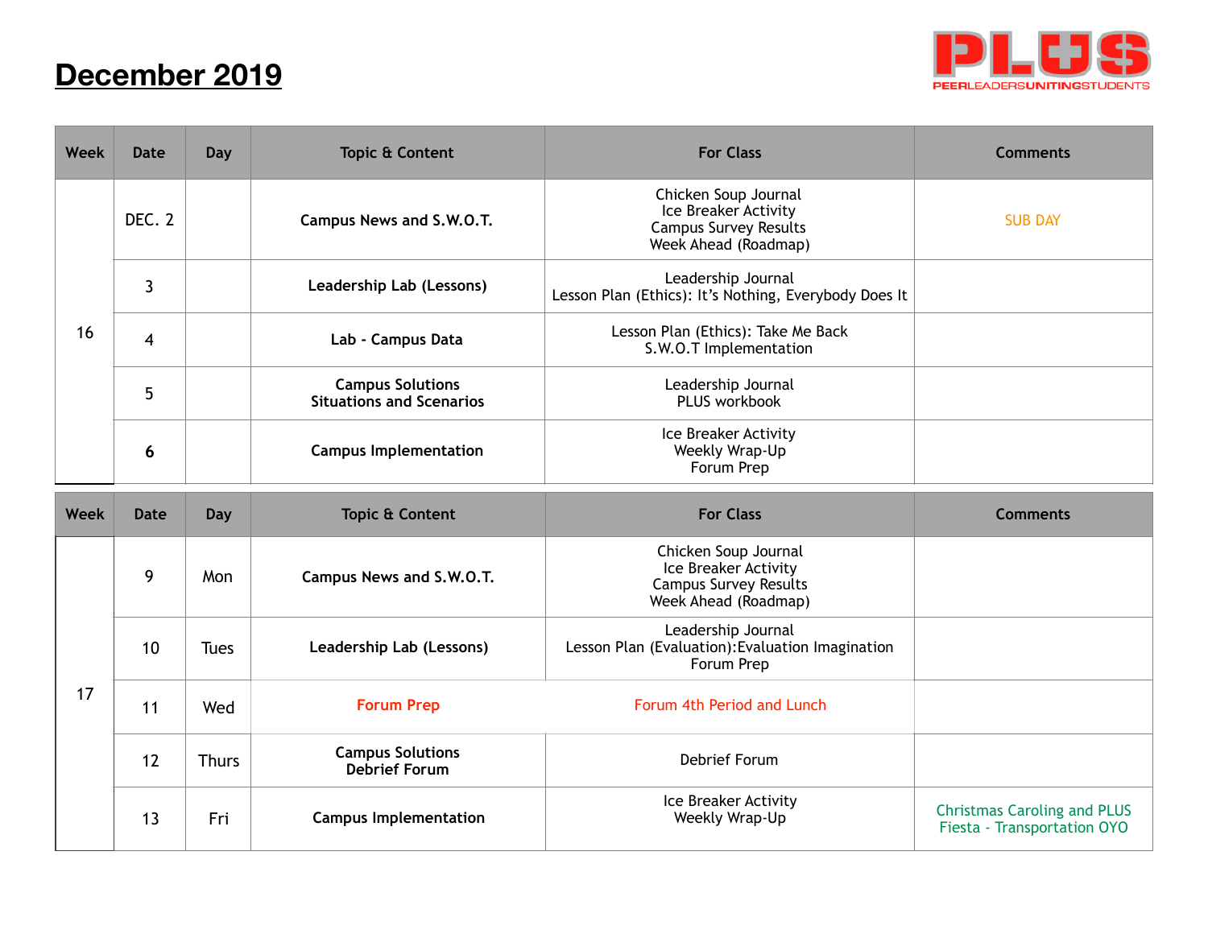# December 2019

PLUS
PEERLEADERSUNITINGSTUDENTS

| Week | Date | Day | Topic & Content | For Class | Comments |
|---|---|---|---|---|---|
| 16 | DEC. 2 | | **Campus News and S.W.O.T.** | Chicken Soup Journal<br>Ice Breaker Activity<br>Campus Survey Results<br>Week Ahead (Roadmap) | SUB DAY |
| | 3 | | **Leadership Lab (Lessons)** | Leadership Journal<br>Lesson Plan (Ethics): It's Nothing, Everybody Does It | |
| | 4 | | **Lab - Campus Data** | Lesson Plan (Ethics): Take Me Back<br>S.W.O.T Implementation | |
| | 5 | | **Campus Solutions<br>Situations and Scenarios** | Leadership Journal<br>PLUS workbook | |
| | **6** | | **Campus Implementation** | Ice Breaker Activity<br>Weekly Wrap-Up<br>Forum Prep | |

| Week | Date | Day | Topic & Content | For Class | Comments |
|---|---|---|---|---|---|
| 17 | 9 | Mon | **Campus News and S.W.O.T.** | Chicken Soup Journal<br>Ice Breaker Activity<br>Campus Survey Results<br>Week Ahead (Roadmap) | |
| | 10 | Tues | **Leadership Lab (Lessons)** | Leadership Journal<br>Lesson Plan (Evaluation):Evaluation Imagination<br>Forum Prep | |
| | 11 | Wed | **Forum Prep** | Forum 4th Period and Lunch | |
| | 12 | Thurs | **Campus Solutions<br>Debrief Forum** | Debrief Forum | |
| | 13 | Fri | **Campus Implementation** | Ice Breaker Activity<br>Weekly Wrap-Up | Christmas Caroling and PLUS Fiesta - Transportation OYO |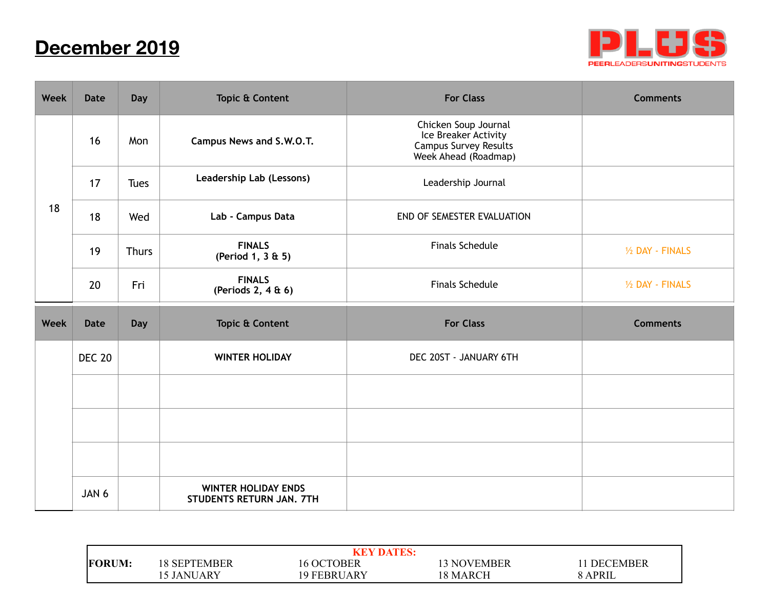# December 2019

PLUS
PEERLEADERSUNITINGSTUDENTS

| Week | Date | Day | Topic & Content | For Class | Comments |
|---|---|---|---|---|---|
| 18 | 16 | Mon | **Campus News and S.W.O.T.** | Chicken Soup Journal<br>Ice Breaker Activity<br>Campus Survey Results<br>Week Ahead (Roadmap) | |
| | 17 | Tues | **Leadership Lab (Lessons)** | Leadership Journal | |
| | 18 | Wed | **Lab - Campus Data** | END OF SEMESTER EVALUATION | |
| | 19 | Thurs | **FINALS<br>(Period 1, 3 & 5)** | Finals Schedule | ½ DAY - FINALS |
| | 20 | Fri | **FINALS<br>(Periods 2, 4 & 6)** | Finals Schedule | ½ DAY - FINALS |

| Week | Date | Day | Topic & Content | For Class | Comments |
|---|---|---|---|---|---|
| | DEC 20 | | **WINTER HOLIDAY** | DEC 20ST - JANUARY 6TH | |
| | | | | | |
| | | | | | |
| | | | | | |
| | JAN 6 | | **WINTER HOLIDAY ENDS<br>STUDENTS RETURN JAN. 7TH** | | |

| KEY DATES: | | | | |
|---|---|---|---|---|
| **FORUM:** | 18 SEPTEMBER | 16 OCTOBER | 13 NOVEMBER | 11 DECEMBER |
| | 15 JANUARY | 19 FEBRUARY | 18 MARCH | 8 APRIL |